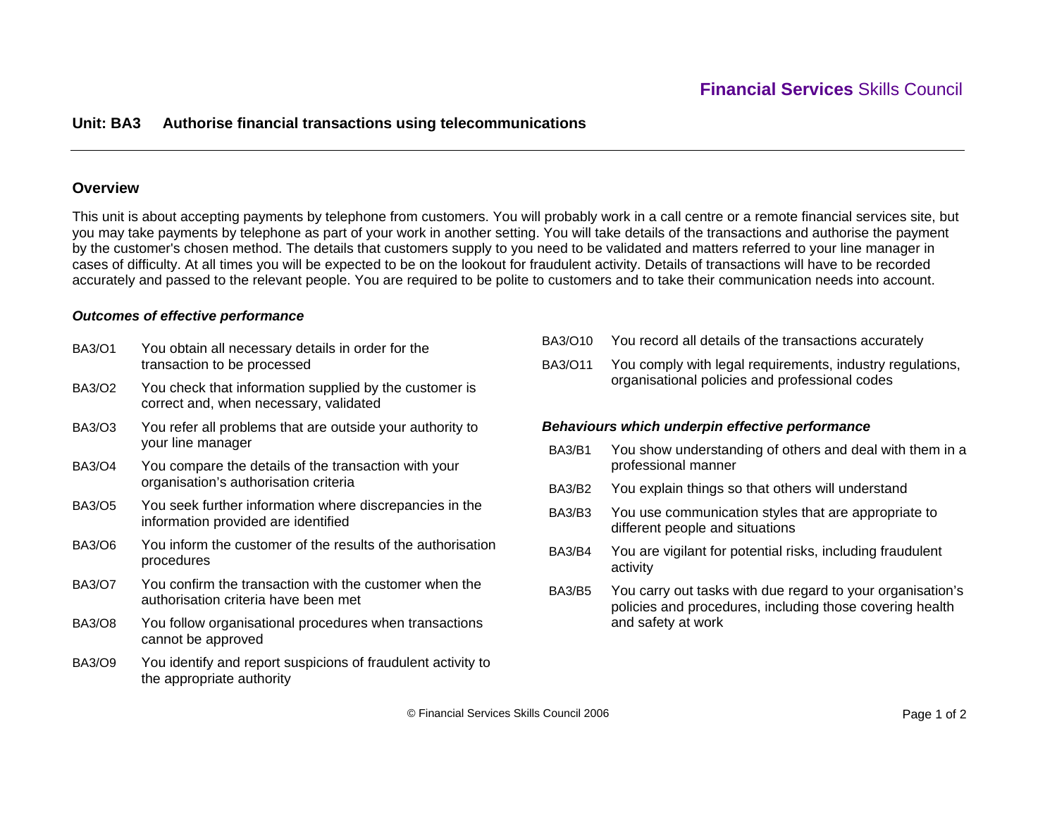Financial Services Skills Council

# Unit: BA3 Authorise financial transactions using telecommunications

## Overview

This unit is about accepting payments by telephone from customers. You will probably work in a call centre or a remote financial services site, but you may take payments by telephone as part of your work in another setting. You will take details of the transactions and authorise the payment by the customer's chosen method. The details that customers supply to you need to be validated and matters referred to your line manager in cases of difficulty. At all times you will be expected to be on the lookout for fraudulent activity. Details of transactions will have to be recorded accurately and passed to the relevant people. You are required to be polite to customers and to take their communication needs into account.

### *Outcomes of effective performance*

- BA3/O1 You obtain all necessary details in order for the transaction to be processed
- BA3/O2 You check that information supplied by the customer is correct and, when necessary, validated
- BA3/O3 You refer all problems that are outside your authority to your line manager
- BA3/O4 You compare the details of the transaction with your organisation's authorisation criteria
- BA3/O5 You seek further information where discrepancies in the information provided are identified
- BA3/O6 You inform the customer of the results of the authorisation procedures
- BA3/O7 You confirm the transaction with the customer when the authorisation criteria have been met
- BA3/O8 You follow organisational procedures when transactions cannot be approved
- BA3/O9 You identify and report suspicions of fraudulent activity to the appropriate authority
- BA3/O10 You record all details of the transactions accurately
- BA3/O11 You comply with legal requirements, industry regulations, organisational policies and professional codes

### *Behaviours which underpin effective performance*

- BA3/B1 You show understanding of others and deal with them in a professional manner
- BA3/B2 You explain things so that others will understand
- BA3/B3 You use communication styles that are appropriate to different people and situations
- BA3/B4 You are vigilant for potential risks, including fraudulent activity
- BA3/B5 You carry out tasks with due regard to your organisation's policies and procedures, including those covering health and safety at work

© Financial Services Skills Council 2006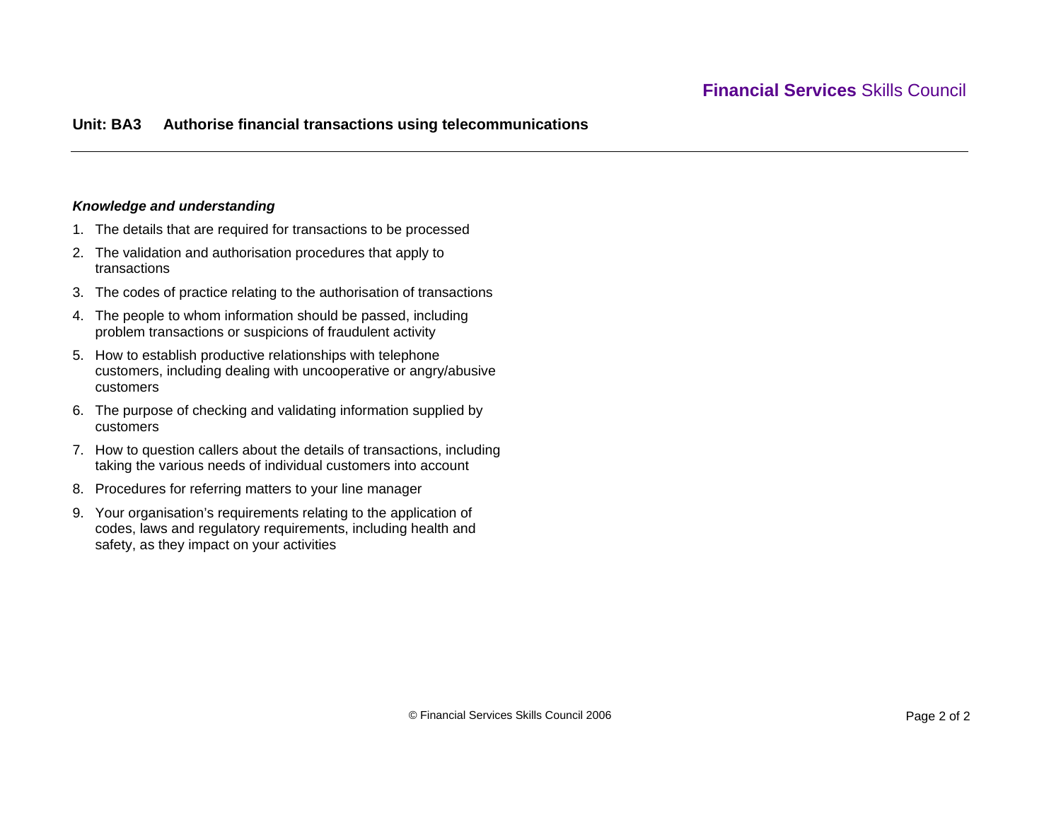## Unit: BA3 Authorise financial transactions using telecommunications

***Knowledge and understanding***

1. The details that are required for transactions to be processed
2. The validation and authorisation procedures that apply to transactions
3. The codes of practice relating to the authorisation of transactions
4. The people to whom information should be passed, including problem transactions or suspicions of fraudulent activity
5. How to establish productive relationships with telephone customers, including dealing with uncooperative or angry/abusive customers
6. The purpose of checking and validating information supplied by customers
7. How to question callers about the details of transactions, including taking the various needs of individual customers into account
8. Procedures for referring matters to your line manager
9. Your organisation's requirements relating to the application of codes, laws and regulatory requirements, including health and safety, as they impact on your activities